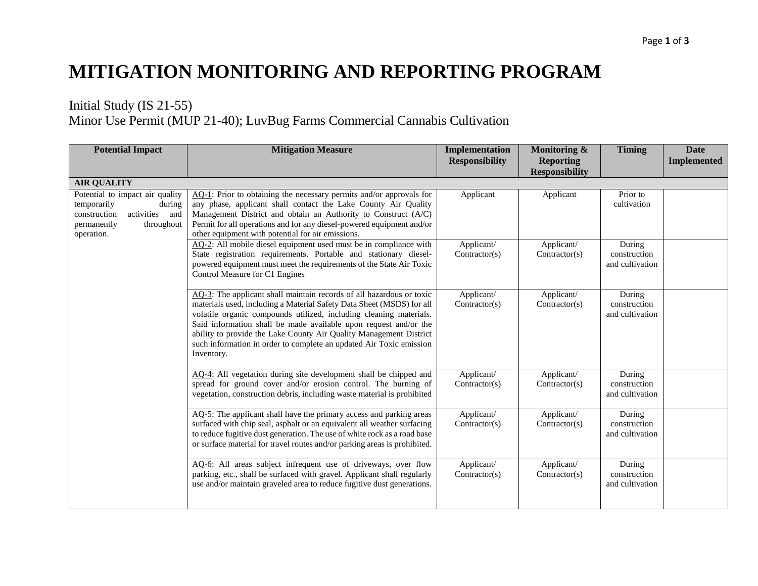# MITIGATION MONITORING AND REPORTING PROGRAM

Initial Study (IS 21-55)
Minor Use Permit (MUP 21-40); LuvBug Farms Commercial Cannabis Cultivation

| Potential Impact | Mitigation Measure | Implementation Responsibility | Monitoring & Reporting Responsibility | Timing | Date Implemented |
|---|---|---|---|---|---|
| **AIR QUALITY** | | | | | |
| Potential to impact air quality temporarily during construction activities and permanently throughout operation. | AQ-1: Prior to obtaining the necessary permits and/or approvals for any phase, applicant shall contact the Lake County Air Quality Management District and obtain an Authority to Construct (A/C) Permit for all operations and for any diesel-powered equipment and/or other equipment with potential for air emissions. | Applicant | Applicant | Prior to cultivation | |
| | AQ-2: All mobile diesel equipment used must be in compliance with State registration requirements. Portable and stationary diesel-powered equipment must meet the requirements of the State Air Toxic Control Measure for C1 Engines | Applicant/ Contractor(s) | Applicant/ Contractor(s) | During construction and cultivation | |
| | AQ-3: The applicant shall maintain records of all hazardous or toxic materials used, including a Material Safety Data Sheet (MSDS) for all volatile organic compounds utilized, including cleaning materials. Said information shall be made available upon request and/or the ability to provide the Lake County Air Quality Management District such information in order to complete an updated Air Toxic emission Inventory. | Applicant/ Contractor(s) | Applicant/ Contractor(s) | During construction and cultivation | |
| | AQ-4: All vegetation during site development shall be chipped and spread for ground cover and/or erosion control. The burning of vegetation, construction debris, including waste material is prohibited | Applicant/ Contractor(s) | Applicant/ Contractor(s) | During construction and cultivation | |
| | AQ-5: The applicant shall have the primary access and parking areas surfaced with chip seal, asphalt or an equivalent all weather surfacing to reduce fugitive dust generation. The use of white rock as a road base or surface material for travel routes and/or parking areas is prohibited. | Applicant/ Contractor(s) | Applicant/ Contractor(s) | During construction and cultivation | |
| | AQ-6: All areas subject infrequent use of driveways, over flow parking, etc., shall be surfaced with gravel. Applicant shall regularly use and/or maintain graveled area to reduce fugitive dust generations. | Applicant/ Contractor(s) | Applicant/ Contractor(s) | During construction and cultivation | |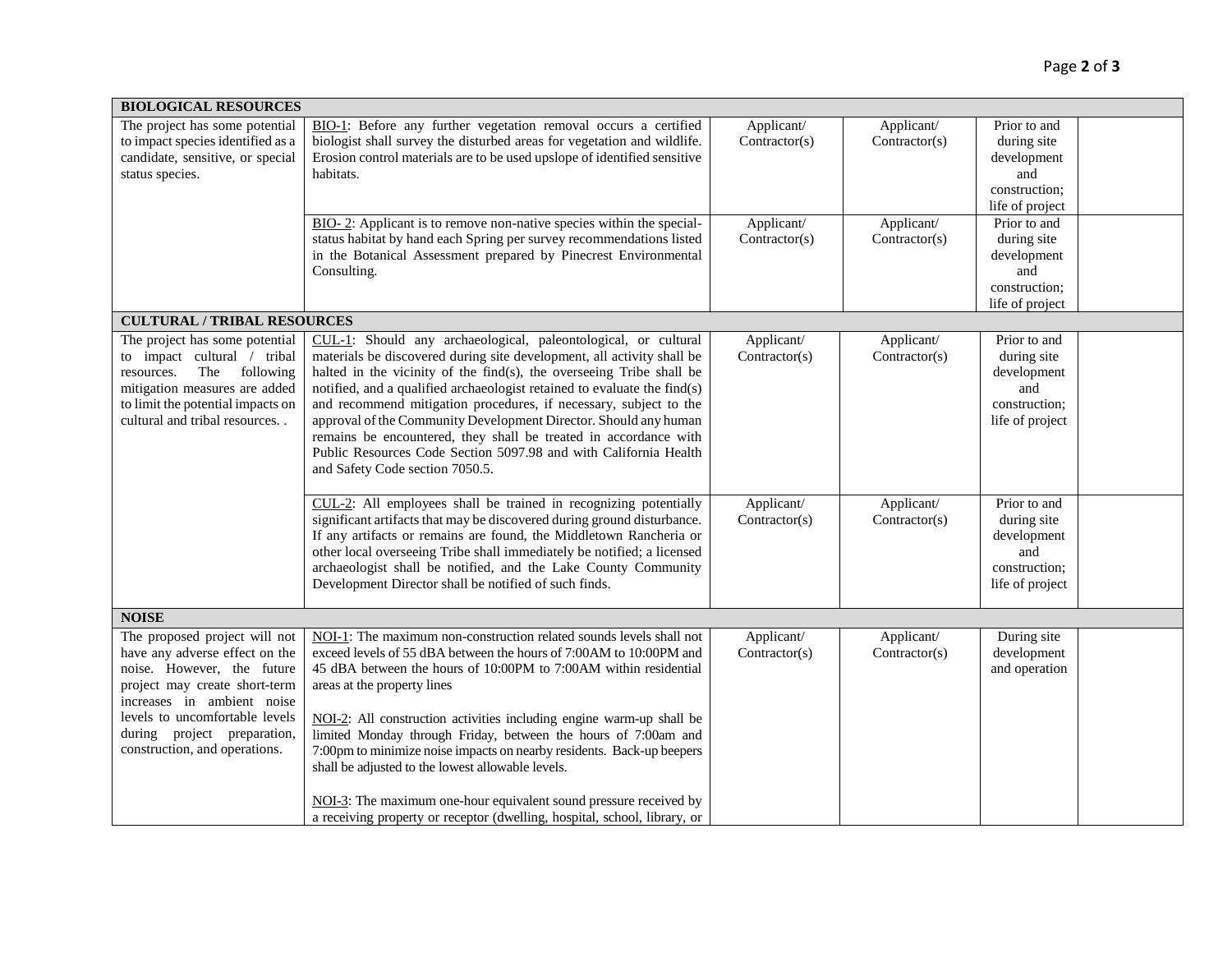| | | | | | |
|---|---|---|---|---|---|
| **BIOLOGICAL RESOURCES** | | | | | |
| The project has some potential to impact species identified as a candidate, sensitive, or special status species. | BIO-1: Before any further vegetation removal occurs a certified biologist shall survey the disturbed areas for vegetation and wildlife. Erosion control materials are to be used upslope of identified sensitive habitats. | Applicant/ Contractor(s) | Applicant/ Contractor(s) | Prior to and during site development and construction; life of project | |
| | BIO- 2: Applicant is to remove non-native species within the special-status habitat by hand each Spring per survey recommendations listed in the Botanical Assessment prepared by Pinecrest Environmental Consulting. | Applicant/ Contractor(s) | Applicant/ Contractor(s) | Prior to and during site development and construction; life of project | |
| **CULTURAL / TRIBAL RESOURCES** | | | | | |
| The project has some potential to impact cultural / tribal resources. The following mitigation measures are added to limit the potential impacts on cultural and tribal resources. . | CUL-1: Should any archaeological, paleontological, or cultural materials be discovered during site development, all activity shall be halted in the vicinity of the find(s), the overseeing Tribe shall be notified, and a qualified archaeologist retained to evaluate the find(s) and recommend mitigation procedures, if necessary, subject to the approval of the Community Development Director. Should any human remains be encountered, they shall be treated in accordance with Public Resources Code Section 5097.98 and with California Health and Safety Code section 7050.5. | Applicant/ Contractor(s) | Applicant/ Contractor(s) | Prior to and during site development and construction; life of project | |
| | CUL-2: All employees shall be trained in recognizing potentially significant artifacts that may be discovered during ground disturbance. If any artifacts or remains are found, the Middletown Rancheria or other local overseeing Tribe shall immediately be notified; a licensed archaeologist shall be notified, and the Lake County Community Development Director shall be notified of such finds. | Applicant/ Contractor(s) | Applicant/ Contractor(s) | Prior to and during site development and construction; life of project | |
| **NOISE** | | | | | |
| The proposed project will not have any adverse effect on the noise. However, the future project may create short-term increases in ambient noise levels to uncomfortable levels during project preparation, construction, and operations. | NOI-1: The maximum non-construction related sounds levels shall not exceed levels of 55 dBA between the hours of 7:00AM to 10:00PM and 45 dBA between the hours of 10:00PM to 7:00AM within residential areas at the property lines<br><br>NOI-2: All construction activities including engine warm-up shall be limited Monday through Friday, between the hours of 7:00am and 7:00pm to minimize noise impacts on nearby residents. Back-up beepers shall be adjusted to the lowest allowable levels.<br><br>NOI-3: The maximum one-hour equivalent sound pressure received by a receiving property or receptor (dwelling, hospital, school, library, or | Applicant/ Contractor(s) | Applicant/ Contractor(s) | During site development and operation | |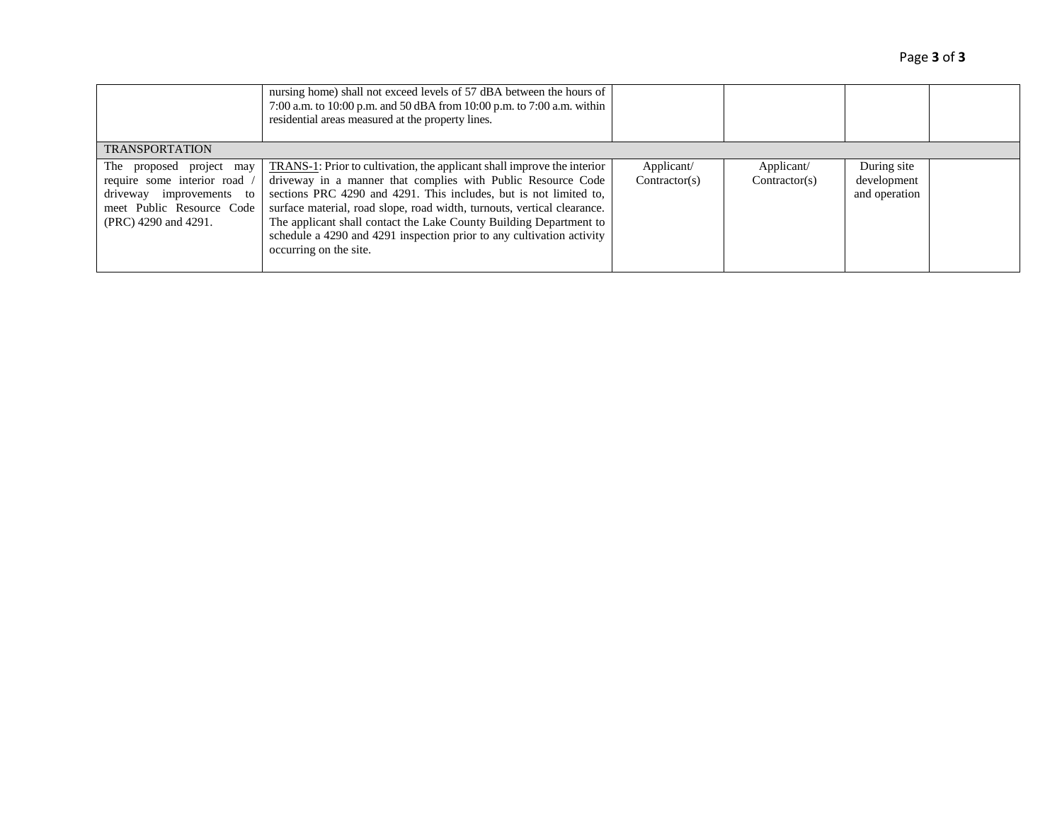| | | | | | |
|---|---|---|---|---|---|
| | nursing home) shall not exceed levels of 57 dBA between the hours of 7:00 a.m. to 10:00 p.m. and 50 dBA from 10:00 p.m. to 7:00 a.m. within residential areas measured at the property lines. | | | | |
| TRANSPORTATION | | | | | |
| The proposed project may require some interior road / driveway improvements to meet Public Resource Code (PRC) 4290 and 4291. | TRANS-1: Prior to cultivation, the applicant shall improve the interior driveway in a manner that complies with Public Resource Code sections PRC 4290 and 4291. This includes, but is not limited to, surface material, road slope, road width, turnouts, vertical clearance. The applicant shall contact the Lake County Building Department to schedule a 4290 and 4291 inspection prior to any cultivation activity occurring on the site. | Applicant/ Contractor(s) | Applicant/ Contractor(s) | During site development and operation | |